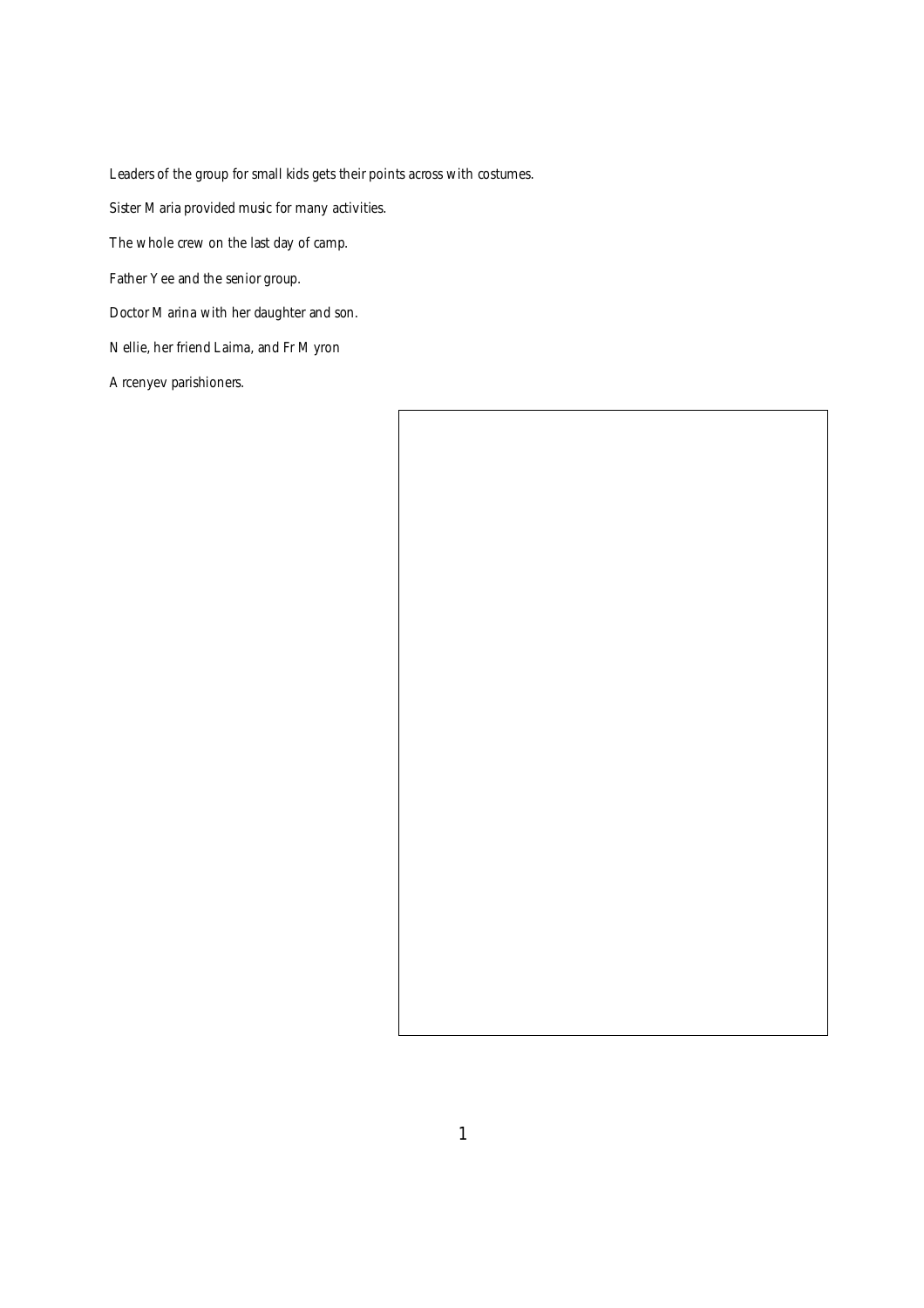Leaders of the group for small kids gets their points across with costumes.

Sister Maria provided music for many activities.

The whole crew on the last day of camp.

Father Yee and the senior group.

Doctor Marina with her daughter and son.

Nellie, her friend Laima, and Fr Myron

Arcenyev parishioners.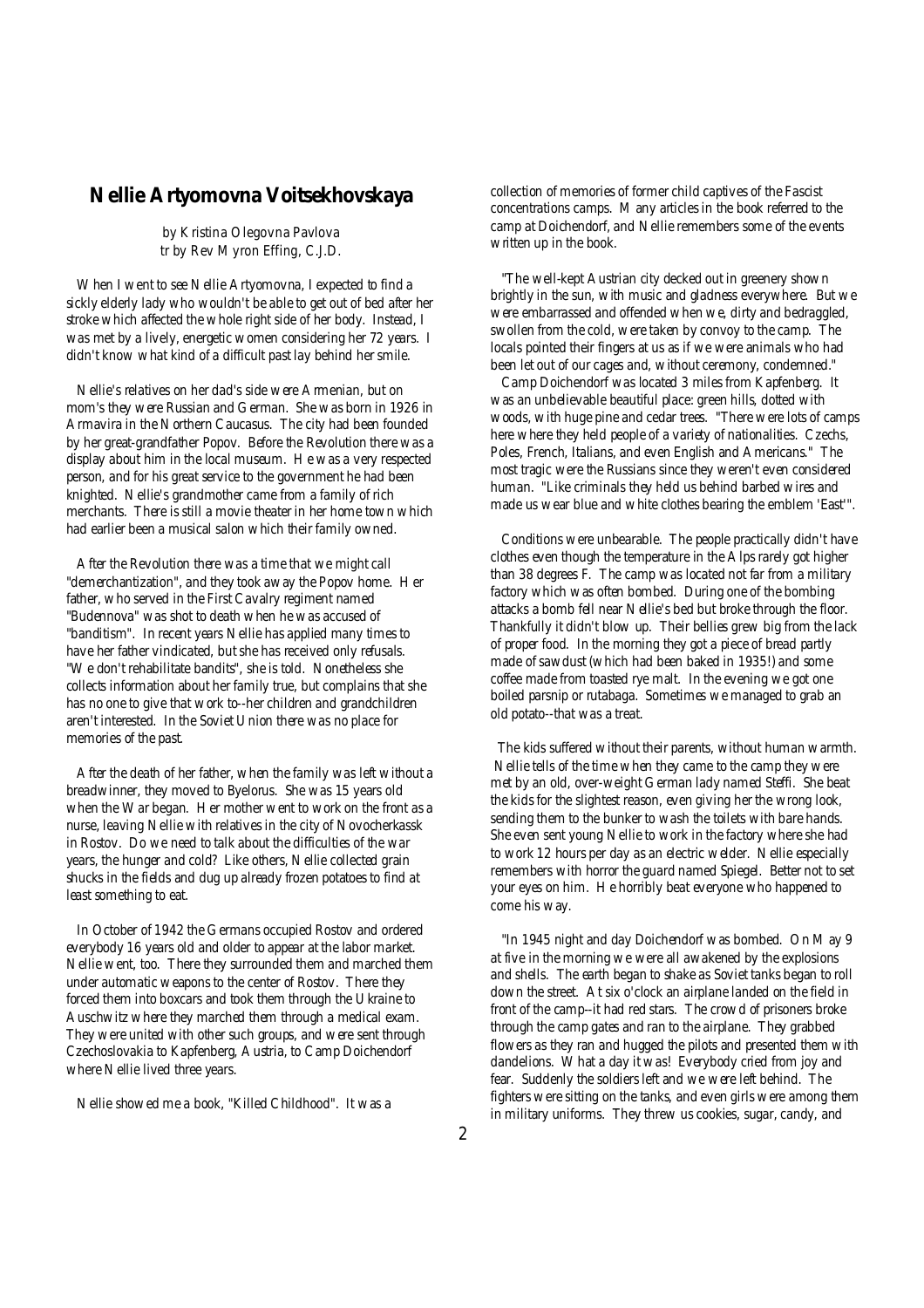## Nellie Artyomovna Voitsekhovskaya

by Kristina Olegovna Pavlova
tr by Rev Myron Effing, C.J.D.

When I went to see Nellie Artyomovna, I expected to find a sickly elderly lady who wouldn't be able to get out of bed after her stroke which affected the whole right side of her body. Instead, I was met by a lively, energetic women considering her 72 years. I didn't know what kind of a difficult past lay behind her smile.

Nellie's relatives on her dad's side were Armenian, but on mom's they were Russian and German. She was born in 1926 in Armavira in the Northern Caucasus. The city had been founded by her great-grandfather Popov. Before the Revolution there was a display about him in the local museum. He was a very respected person, and for his great service to the government he had been knighted. Nellie's grandmother came from a family of rich merchants. There is still a movie theater in her home town which had earlier been a musical salon which their family owned.

After the Revolution there was a time that we might call "demerchantization", and they took away the Popov home. Her father, who served in the First Cavalry regiment named "Budennova" was shot to death when he was accused of "banditism". In recent years Nellie has applied many times to have her father vindicated, but she has received only refusals. "We don't rehabilitate bandits", she is told. Nonetheless she collects information about her family true, but complains that she has no one to give that work to--her children and grandchildren aren't interested. In the Soviet Union there was no place for memories of the past.

After the death of her father, when the family was left without a breadwinner, they moved to Byelorus. She was 15 years old when the War began. Her mother went to work on the front as a nurse, leaving Nellie with relatives in the city of Novocherkassk in Rostov. Do we need to talk about the difficulties of the war years, the hunger and cold? Like others, Nellie collected grain shucks in the fields and dug up already frozen potatoes to find at least something to eat.

In October of 1942 the Germans occupied Rostov and ordered everybody 16 years old and older to appear at the labor market. Nellie went, too. There they surrounded them and marched them under automatic weapons to the center of Rostov. There they forced them into boxcars and took them through the Ukraine to Auschwitz where they marched them through a medical exam. They were united with other such groups, and were sent through Czechoslovakia to Kapfenberg, Austria, to Camp Doichendorf where Nellie lived three years.

Nellie showed me a book, "Killed Childhood". It was a collection of memories of former child captives of the Fascist concentrations camps. Many articles in the book referred to the camp at Doichendorf, and Nellie remembers some of the events written up in the book.

"The well-kept Austrian city decked out in greenery shown brightly in the sun, with music and gladness everywhere. But we were embarrassed and offended when we, dirty and bedraggled, swollen from the cold, were taken by convoy to the camp. The locals pointed their fingers at us as if we were animals who had been let out of our cages and, without ceremony, condemned."

Camp Doichendorf was located 3 miles from Kapfenberg. It was an unbelievable beautiful place: green hills, dotted with woods, with huge pine and cedar trees. "There were lots of camps here where they held people of a variety of nationalities. Czechs, Poles, French, Italians, and even English and Americans." The most tragic were the Russians since they weren't even considered human. "Like criminals they held us behind barbed wires and made us wear blue and white clothes bearing the emblem 'East'".

Conditions were unbearable. The people practically didn't have clothes even though the temperature in the Alps rarely got higher than 38 degrees F. The camp was located not far from a military factory which was often bombed. During one of the bombing attacks a bomb fell near Nellie's bed but broke through the floor. Thankfully it didn't blow up. Their bellies grew big from the lack of proper food. In the morning they got a piece of bread partly made of sawdust (which had been baked in 1935!) and some coffee made from toasted rye malt. In the evening we got one boiled parsnip or rutabaga. Sometimes we managed to grab an old potato--that was a treat.

The kids suffered without their parents, without human warmth. Nellie tells of the time when they came to the camp they were met by an old, over-weight German lady named Steffi. She beat the kids for the slightest reason, even giving her the wrong look, sending them to the bunker to wash the toilets with bare hands. She even sent young Nellie to work in the factory where she had to work 12 hours per day as an electric welder. Nellie especially remembers with horror the guard named Spiegel. Better not to set your eyes on him. He horribly beat everyone who happened to come his way.

"In 1945 night and day Doichendorf was bombed. On May 9 at five in the morning we were all awakened by the explosions and shells. The earth began to shake as Soviet tanks began to roll down the street. At six o'clock an airplane landed on the field in front of the camp--it had red stars. The crowd of prisoners broke through the camp gates and ran to the airplane. They grabbed flowers as they ran and hugged the pilots and presented them with dandelions. What a day it was! Everybody cried from joy and fear. Suddenly the soldiers left and we were left behind. The fighters were sitting on the tanks, and even girls were among them in military uniforms. They threw us cookies, sugar, candy, and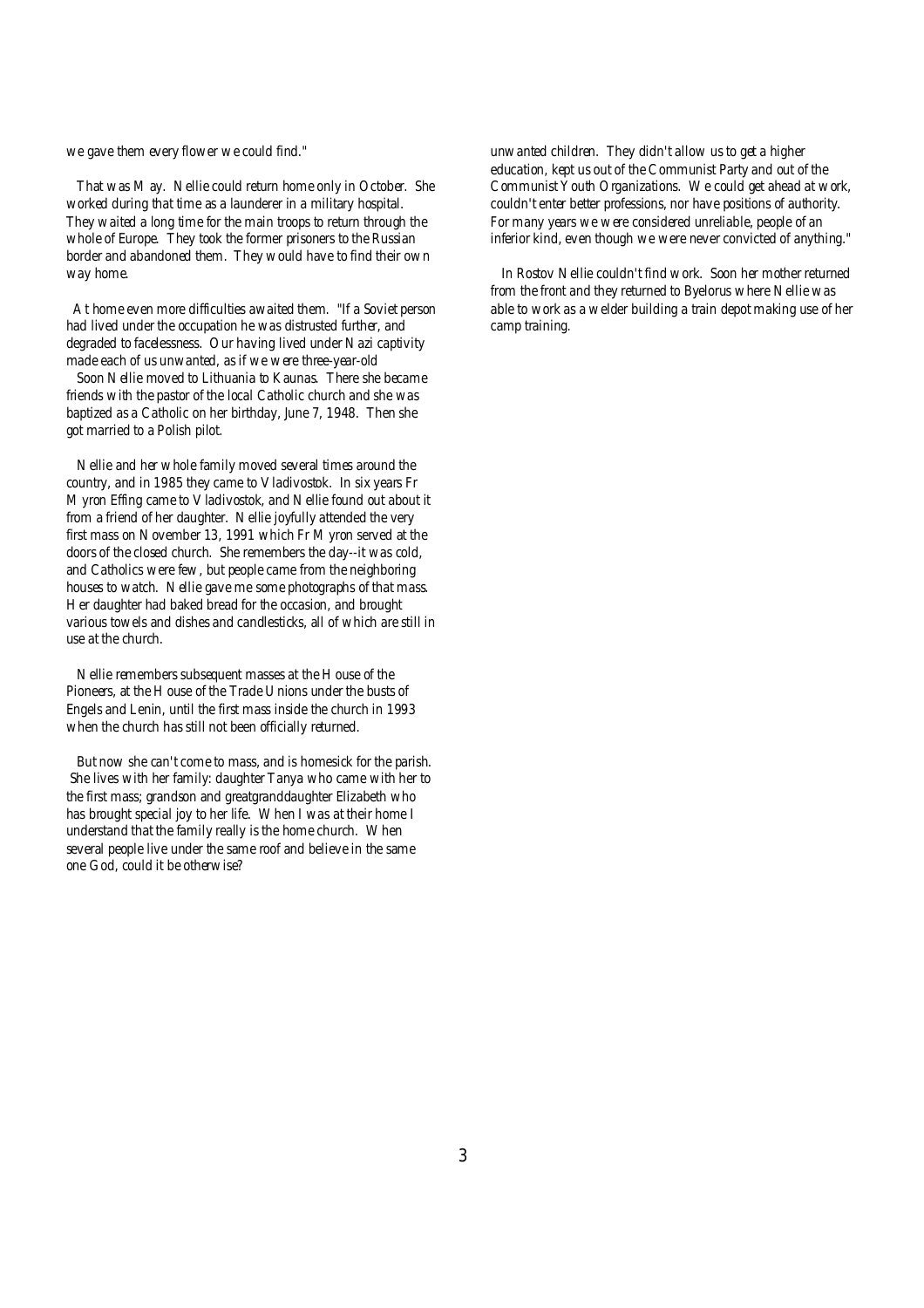we gave them every flower we could find."

That was May. Nellie could return home only in October. She worked during that time as a launderer in a military hospital. They waited a long time for the main troops to return through the whole of Europe. They took the former prisoners to the Russian border and abandoned them. They would have to find their own way home.

At home even more difficulties awaited them. "If a Soviet person had lived under the occupation he was distrusted further, and degraded to facelessness. Our having lived under Nazi captivity made each of us unwanted, as if we were three-year-old

Soon Nellie moved to Lithuania to Kaunas. There she became friends with the pastor of the local Catholic church and she was baptized as a Catholic on her birthday, June 7, 1948. Then she got married to a Polish pilot.

Nellie and her whole family moved several times around the country, and in 1985 they came to Vladivostok. In six years Fr Myron Effing came to Vladivostok, and Nellie found out about it from a friend of her daughter. Nellie joyfully attended the very first mass on November 13, 1991 which Fr Myron served at the doors of the closed church. She remembers the day--it was cold, and Catholics were few, but people came from the neighboring houses to watch. Nellie gave me some photographs of that mass. Her daughter had baked bread for the occasion, and brought various towels and dishes and candlesticks, all of which are still in use at the church.

Nellie remembers subsequent masses at the House of the Pioneers, at the House of the Trade Unions under the busts of Engels and Lenin, until the first mass inside the church in 1993 when the church has still not been officially returned.

But now she can't come to mass, and is homesick for the parish. She lives with her family: daughter Tanya who came with her to the first mass; grandson and greatgranddaughter Elizabeth who has brought special joy to her life. When I was at their home I understand that the family really is the home church. When several people live under the same roof and believe in the same one God, could it be otherwise?

unwanted children. They didn't allow us to get a higher education, kept us out of the Communist Party and out of the Communist Youth Organizations. We could get ahead at work, couldn't enter better professions, nor have positions of authority. For many years we were considered unreliable, people of an inferior kind, even though we were never convicted of anything."

In Rostov Nellie couldn't find work. Soon her mother returned from the front and they returned to Byelorus where Nellie was able to work as a welder building a train depot making use of her camp training.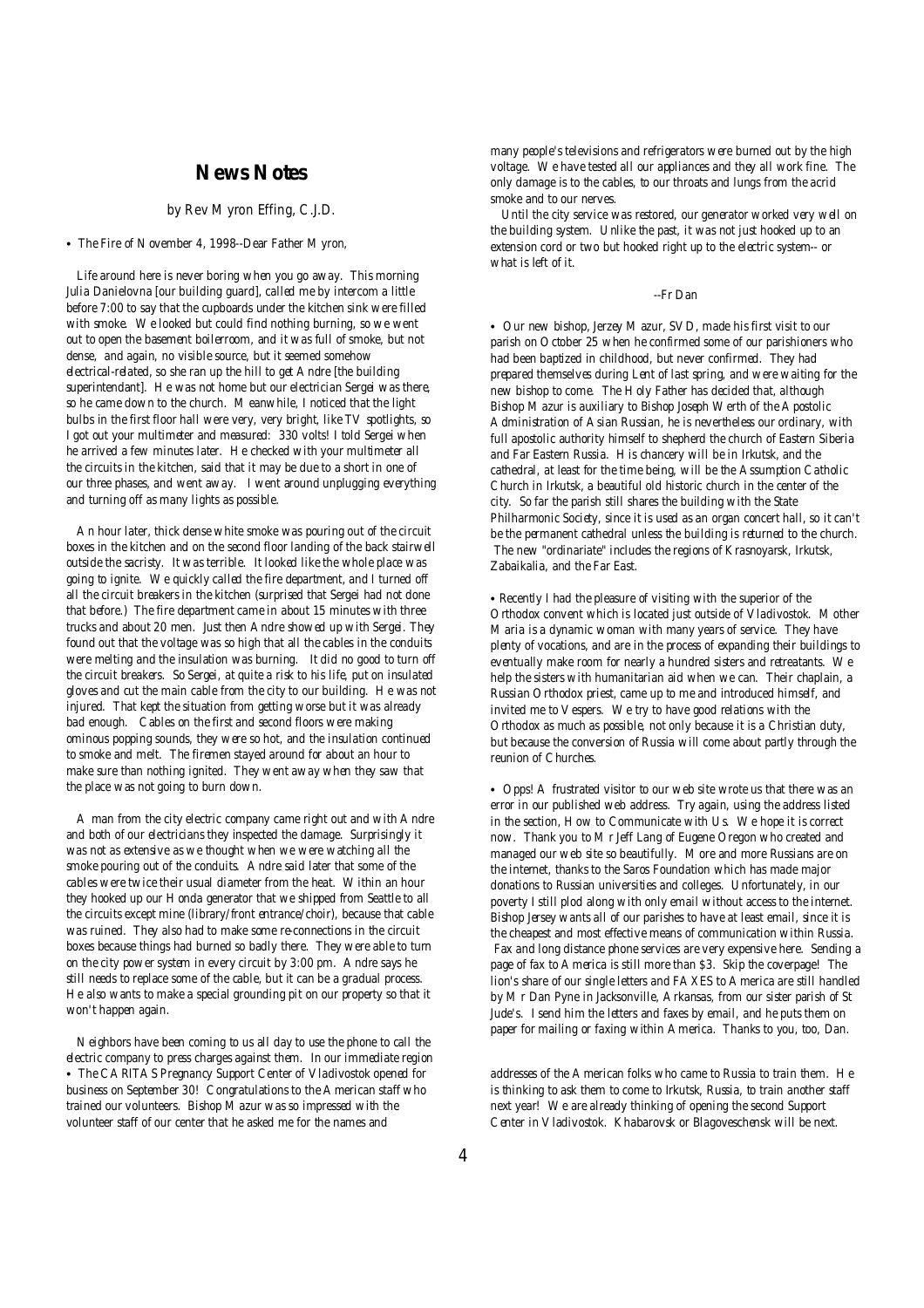## News Notes

by Rev Myron Effing, C.J.D.

• The Fire of November 4, 1998--Dear Father Myron,

Life around here is never boring when you go away. This morning Julia Danielovna [our building guard], called me by intercom a little before 7:00 to say that the cupboards under the kitchen sink were filled with smoke. We looked but could find nothing burning, so we went out to open the basement boilerroom, and it was full of smoke, but not dense, and again, no visible source, but it seemed somehow electrical-related, so she ran up the hill to get Andre [the building superintendant]. He was not home but our electrician Sergei was there, so he came down to the church. Meanwhile, I noticed that the light bulbs in the first floor hall were very, very bright, like TV spotlights, so I got out your multimeter and measured: 330 volts! I told Sergei when he arrived a few minutes later. He checked with your multimeter all the circuits in the kitchen, said that it may be due to a short in one of our three phases, and went away. I went around unplugging everything and turning off as many lights as possible.

An hour later, thick dense white smoke was pouring out of the circuit boxes in the kitchen and on the second floor landing of the back stairwell outside the sacristy. It was terrible. It looked like the whole place was going to ignite. We quickly called the fire department, and I turned off all the circuit breakers in the kitchen (surprised that Sergei had not done that before.) The fire department came in about 15 minutes with three trucks and about 20 men. Just then Andre showed up with Sergei. They found out that the voltage was so high that all the cables in the conduits were melting and the insulation was burning. It did no good to turn off the circuit breakers. So Sergei, at quite a risk to his life, put on insulated gloves and cut the main cable from the city to our building. He was not injured. That kept the situation from getting worse but it was already bad enough. Cables on the first and second floors were making ominous popping sounds, they were so hot, and the insulation continued to smoke and melt. The firemen stayed around for about an hour to make sure than nothing ignited. They went away when they saw that the place was not going to burn down.

A man from the city electric company came right out and with Andre and both of our electricians they inspected the damage. Surprisingly it was not as extensive as we thought when we were watching all the smoke pouring out of the conduits. Andre said later that some of the cables were twice their usual diameter from the heat. Within an hour they hooked up our Honda generator that we shipped from Seattle to all the circuits except mine (library/front entrance/choir), because that cable was ruined. They also had to make some re-connections in the circuit boxes because things had burned so badly there. They were able to turn on the city power system in every circuit by 3:00 pm. Andre says he still needs to replace some of the cable, but it can be a gradual process. He also wants to make a special grounding pit on our property so that it won't happen again.

Neighbors have been coming to us all day to use the phone to call the electric company to press charges against them. In our immediate region many people's televisions and refrigerators were burned out by the high voltage. We have tested all our appliances and they all work fine. The only damage is to the cables, to our throats and lungs from the acrid smoke and to our nerves.

Until the city service was restored, our generator worked very well on the building system. Unlike the past, it was not just hooked up to an extension cord or two but hooked right up to the electric system-- or what is left of it.

--Fr Dan

• Our new bishop, Jerzey Mazur, SVD, made his first visit to our parish on October 25 when he confirmed some of our parishioners who had been baptized in childhood, but never confirmed. They had prepared themselves during Lent of last spring, and were waiting for the new bishop to come. The Holy Father has decided that, although Bishop Mazur is auxiliary to Bishop Joseph Werth of the Apostolic Administration of Asian Russian, he is nevertheless our ordinary, with full apostolic authority himself to shepherd the church of Eastern Siberia and Far Eastern Russia. His chancery will be in Irkutsk, and the cathedral, at least for the time being, will be the Assumption Catholic Church in Irkutsk, a beautiful old historic church in the center of the city. So far the parish still shares the building with the State Philharmonic Society, since it is used as an organ concert hall, so it can't be the permanent cathedral unless the building is returned to the church. The new "ordinariate" includes the regions of Krasnoyarsk, Irkutsk, Zabaikalia, and the Far East.

• Recently I had the pleasure of visiting with the superior of the Orthodox convent which is located just outside of Vladivostok. Mother Maria is a dynamic woman with many years of service. They have plenty of vocations, and are in the process of expanding their buildings to eventually make room for nearly a hundred sisters and retreatants. We help the sisters with humanitarian aid when we can. Their chaplain, a Russian Orthodox priest, came up to me and introduced himself, and invited me to Vespers. We try to have good relations with the Orthodox as much as possible, not only because it is a Christian duty, but because the conversion of Russia will come about partly through the reunion of Churches.

• Opps! A frustrated visitor to our web site wrote us that there was an error in our published web address. Try again, using the address listed in the section, How to Communicate with Us. We hope it is correct now. Thank you to Mr Jeff Lang of Eugene Oregon who created and managed our web site so beautifully. More and more Russians are on the internet, thanks to the Saros Foundation which has made major donations to Russian universities and colleges. Unfortunately, in our poverty I still plod along with only email without access to the internet. Bishop Jersey wants all of our parishes to have at least email, since it is the cheapest and most effective means of communication within Russia. Fax and long distance phone services are very expensive here. Sending a page of fax to America is still more than $3. Skip the coverpage! The lion's share of our single letters and FAXES to America are still handled by Mr Dan Pyne in Jacksonville, Arkansas, from our sister parish of St Jude's. I send him the letters and faxes by email, and he puts them on paper for mailing or faxing within America. Thanks to you, too, Dan.

• The CARITAS Pregnancy Support Center of Vladivostok opened for business on September 30! Congratulations to the American staff who trained our volunteers. Bishop Mazur was so impressed with the volunteer staff of our center that he asked me for the names and addresses of the American folks who came to Russia to train them. He is thinking to ask them to come to Irkutsk, Russia, to train another staff next year! We are already thinking of opening the second Support Center in Vladivostok. Khabarovsk or Blagoveschensk will be next.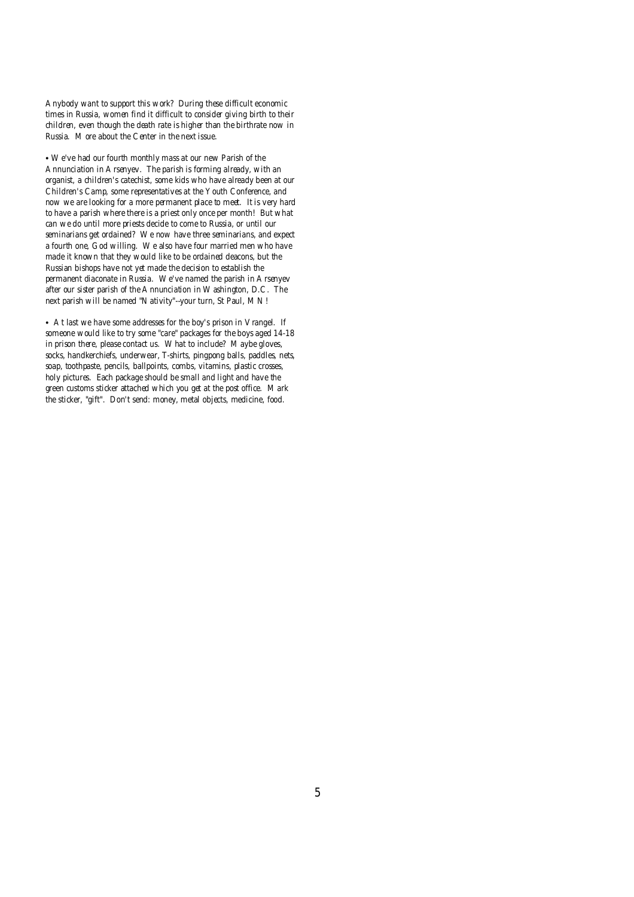Anybody want to support this work? During these difficult economic times in Russia, women find it difficult to consider giving birth to their children, even though the death rate is higher than the birthrate now in Russia. More about the Center in the next issue.

• We've had our fourth monthly mass at our new Parish of the Annunciation in Arsenyev. The parish is forming already, with an organist, a children's catechist, some kids who have already been at our Children's Camp, some representatives at the Youth Conference, and now we are looking for a more permanent place to meet. It is very hard to have a parish where there is a priest only once per month! But what can we do until more priests decide to come to Russia, or until our seminarians get ordained? We now have three seminarians, and expect a fourth one, God willing. We also have four married men who have made it known that they would like to be ordained deacons, but the Russian bishops have not yet made the decision to establish the permanent diaconate in Russia. We've named the parish in Arsenyev after our sister parish of the Annunciation in Washington, D.C. The next parish will be named "Nativity"--your turn, St Paul, MN!

• At last we have some addresses for the boy's prison in Vrangel. If someone would like to try some "care" packages for the boys aged 14-18 in prison there, please contact us. What to include? Maybe gloves, socks, handkerchiefs, underwear, T-shirts, pingpong balls, paddles, nets, soap, toothpaste, pencils, ballpoints, combs, vitamins, plastic crosses, holy pictures. Each package should be small and light and have the green customs sticker attached which you get at the post office. Mark the sticker, "gift". Don't send: money, metal objects, medicine, food.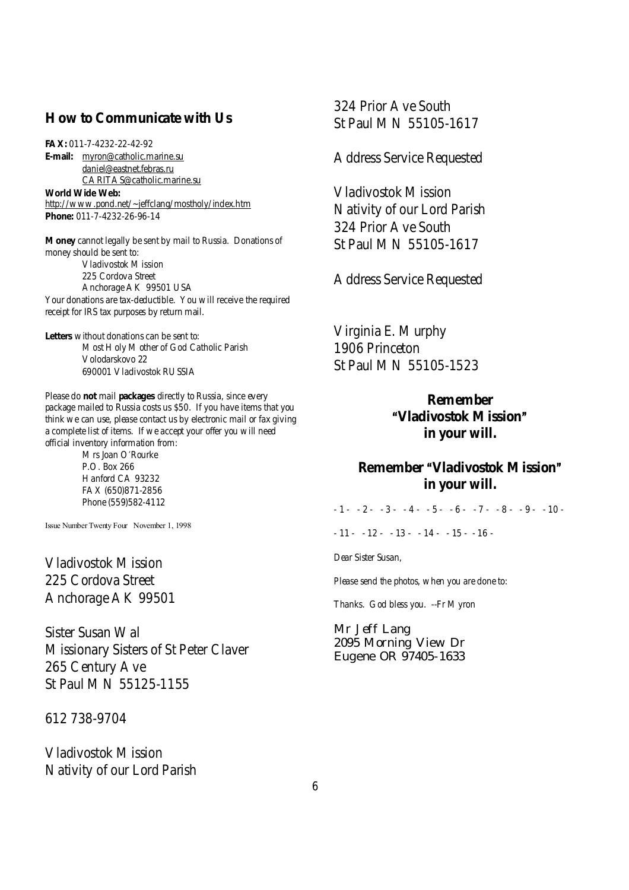## How to Communicate with Us

**FAX:** 011-7-4232-22-42-92
**E-mail:** myron@catholic.marine.su
daniel@eastnet.febras.ru
CARITAS@catholic.marine.su
**World Wide Web:**
http://www.pond.net/~jeffclang/mostholy/index.htm
**Phone:** 011-7-4232-26-96-14

**Money** cannot legally be sent by mail to Russia. Donations of money should be sent to:

Vladivostok Mission
225 Cordova Street
Anchorage AK 99501 USA

Your donations are tax-deductible. You will receive the required receipt for IRS tax purposes by return mail.

**Letters** without donations can be sent to:

Most Holy Mother of God Catholic Parish
Volodarskovo 22
690001 Vladivostok RUSSIA

Please do **not** mail **packages** directly to Russia, since every package mailed to Russia costs us $50. If you have items that you think we can use, please contact us by electronic mail or fax giving a complete list of items. If we accept your offer you will need official inventory information from:

Mrs Joan O'Rourke
P.O. Box 266
Hanford CA 93232
FAX (650)871-2856
Phone (559)582-4112

Issue Number Twenty Four November 1, 1998

Vladivostok Mission
225 Cordova Street
Anchorage AK 99501

Sister Susan Wal
Missionary Sisters of St Peter Claver
265 Century Ave
St Paul MN 55125-1155

612 738-9704

Vladivostok Mission
Nativity of our Lord Parish
324 Prior Ave South
St Paul MN 55105-1617

Address Service Requested

Vladivostok Mission
Nativity of our Lord Parish
324 Prior Ave South
St Paul MN 55105-1617

Address Service Requested

Virginia E. Murphy
1906 Princeton
St Paul MN 55105-1523

**Remember "Vladivostok Mission" in your will.**

**Remember "Vladivostok Mission" in your will.**

- 1 - - 2 - - 3 - - 4 - - 5 - - 6 - - 7 - - 8 - - 9 - - 10 -

- 11 - - 12 - - 13 - - 14 - - 15 - - 16 -

Dear Sister Susan,

Please send the photos, when you are done to:

Thanks. God bless you. --Fr Myron

Mr Jeff Lang
2095 Morning View Dr
Eugene OR 97405-1633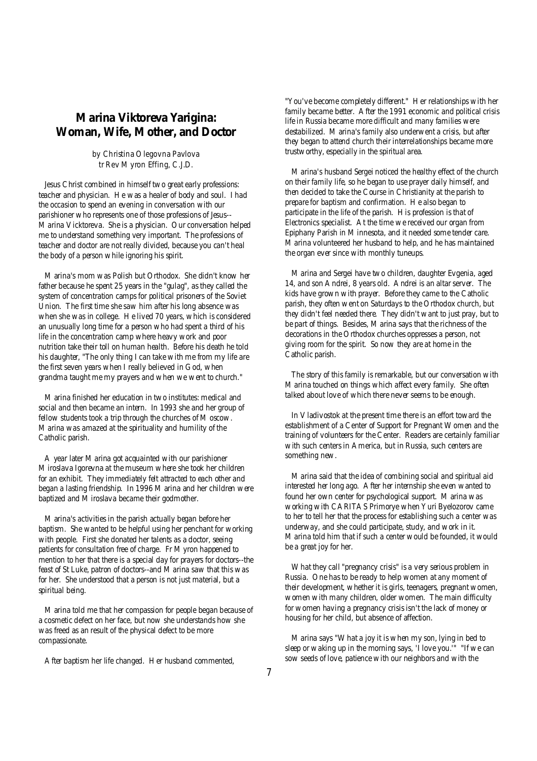# Marina Viktoreva Yarigina: Woman, Wife, Mother, and Doctor

by Christina Olegovna Pavlova
tr Rev Myron Effing, C.J.D.

Jesus Christ combined in himself two great early professions: teacher and physician. He was a healer of body and soul. I had the occasion to spend an evening in conversation with our parishioner who represents one of those professions of Jesus--Marina Vicktoreva. She is a physician. Our conversation helped me to understand something very important. The professions of teacher and doctor are not really divided, because you can't heal the body of a person while ignoring his spirit.

Marina's mom was Polish but Orthodox. She didn't know her father because he spent 25 years in the "gulag", as they called the system of concentration camps for political prisoners of the Soviet Union. The first time she saw him after his long absence was when she was in college. He lived 70 years, which is considered an unusually long time for a person who had spent a third of his life in the concentration camp where heavy work and poor nutrition take their toll on human health. Before his death he told his daughter, "The only thing I can take with me from my life are the first seven years when I really believed in God, when grandma taught me my prayers and when we went to church."

Marina finished her education in two institutes: medical and social and then became an intern. In 1993 she and her group of fellow students took a trip through the churches of Moscow. Marina was amazed at the spirituality and humility of the Catholic parish.

A year later Marina got acquainted with our parishioner Miroslava Igorevna at the museum where she took her children for an exhibit. They immediately felt attracted to each other and began a lasting friendship. In 1996 Marina and her children were baptized and Miroslava became their godmother.

Marina's activities in the parish actually began before her baptism. She wanted to be helpful using her penchant for working with people. First she donated her talents as a doctor, seeing patients for consultation free of charge. Fr Myron happened to mention to her that there is a special day for prayers for doctors--the feast of St Luke, patron of doctors--and Marina saw that this was for her. She understood that a person is not just material, but a spiritual being.

Marina told me that her compassion for people began because of a cosmetic defect on her face, but now she understands how she was freed as a result of the physical defect to be more compassionate.

After baptism her life changed. Her husband commented, "You've become completely different." Her relationships with her family became better. After the 1991 economic and political crisis life in Russia became more difficult and many families were destabilized. Marina's family also underwent a crisis, but after they began to attend church their interrelationships became more trustworthy, especially in the spiritual area.

Marina's husband Sergei noticed the healthy effect of the church on their family life, so he began to use prayer daily himself, and then decided to take the Course in Christianity at the parish to prepare for baptism and confirmation. He also began to participate in the life of the parish. His profession is that of Electronics specialist. At the time we received our organ from Epiphany Parish in Minnesota, and it needed some tender care. Marina volunteered her husband to help, and he has maintained the organ ever since with monthly tuneups.

Marina and Sergei have two children, daughter Evgenia, aged 14, and son Andrei, 8 years old. Andrei is an altar server. The kids have grown with prayer. Before they came to the Catholic parish, they often went on Saturdays to the Orthodox church, but they didn't feel needed there. They didn't want to just pray, but to be part of things. Besides, Marina says that the richness of the decorations in the Orthodox churches oppresses a person, not giving room for the spirit. So now they are at home in the Catholic parish.

The story of this family is remarkable, but our conversation with Marina touched on things which affect every family. She often talked about love of which there never seems to be enough.

In Vladivostok at the present time there is an effort toward the establishment of a Center of Support for Pregnant Women and the training of volunteers for the Center. Readers are certainly familiar with such centers in America, but in Russia, such centers are something new.

Marina said that the idea of combining social and spiritual aid interested her long ago. After her internship she even wanted to found her own center for psychological support. Marina was working with CARITAS Primorye when Yuri Byelozorov came to her to tell her that the process for establishing such a center was underway, and she could participate, study, and work in it. Marina told him that if such a center would be founded, it would be a great joy for her.

What they call "pregnancy crisis" is a very serious problem in Russia. One has to be ready to help women at any moment of their development, whether it is girls, teenagers, pregnant women, women with many children, older women. The main difficulty for women having a pregnancy crisis isn't the lack of money or housing for her child, but absence of affection.

Marina says "What a joy it is when my son, lying in bed to sleep or waking up in the morning says, 'I love you.'" "If we can sow seeds of love, patience with our neighbors and with the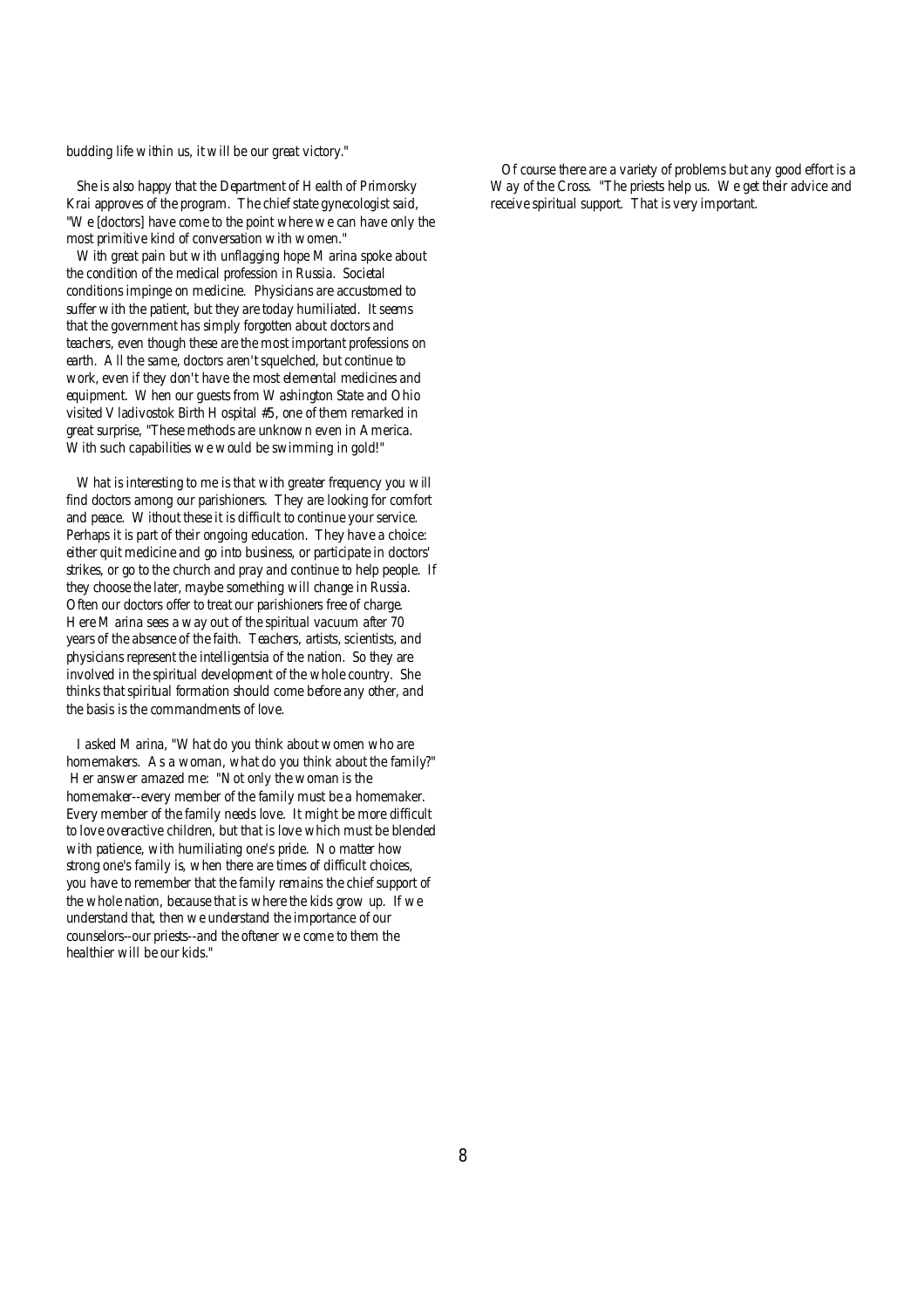budding life within us, it will be our great victory."

She is also happy that the Department of Health of Primorsky Krai approves of the program. The chief state gynecologist said, "We [doctors] have come to the point where we can have only the most primitive kind of conversation with women."

With great pain but with unflagging hope Marina spoke about the condition of the medical profession in Russia. Societal conditions impinge on medicine. Physicians are accustomed to suffer with the patient, but they are today humiliated. It seems that the government has simply forgotten about doctors and teachers, even though these are the most important professions on earth. All the same, doctors aren't squelched, but continue to work, even if they don't have the most elemental medicines and equipment. When our guests from Washington State and Ohio visited Vladivostok Birth Hospital #5, one of them remarked in great surprise, "These methods are unknown even in America. With such capabilities we would be swimming in gold!"

What is interesting to me is that with greater frequency you will find doctors among our parishioners. They are looking for comfort and peace. Without these it is difficult to continue your service. Perhaps it is part of their ongoing education. They have a choice: either quit medicine and go into business, or participate in doctors' strikes, or go to the church and pray and continue to help people. If they choose the later, maybe something will change in Russia. Often our doctors offer to treat our parishioners free of charge. Here Marina sees a way out of the spiritual vacuum after 70 years of the absence of the faith. Teachers, artists, scientists, and physicians represent the intelligentsia of the nation. So they are involved in the spiritual development of the whole country. She thinks that spiritual formation should come before any other, and the basis is the commandments of love.

I asked Marina, "What do you think about women who are homemakers. As a woman, what do you think about the family?" Her answer amazed me: "Not only the woman is the homemaker--every member of the family must be a homemaker. Every member of the family needs love. It might be more difficult to love overactive children, but that is love which must be blended with patience, with humiliating one's pride. No matter how strong one's family is, when there are times of difficult choices, you have to remember that the family remains the chief support of the whole nation, because that is where the kids grow up. If we understand that, then we understand the importance of our counselors--our priests--and the oftener we come to them the healthier will be our kids."

Of course there are a variety of problems but any good effort is a Way of the Cross. "The priests help us. We get their advice and receive spiritual support. That is very important.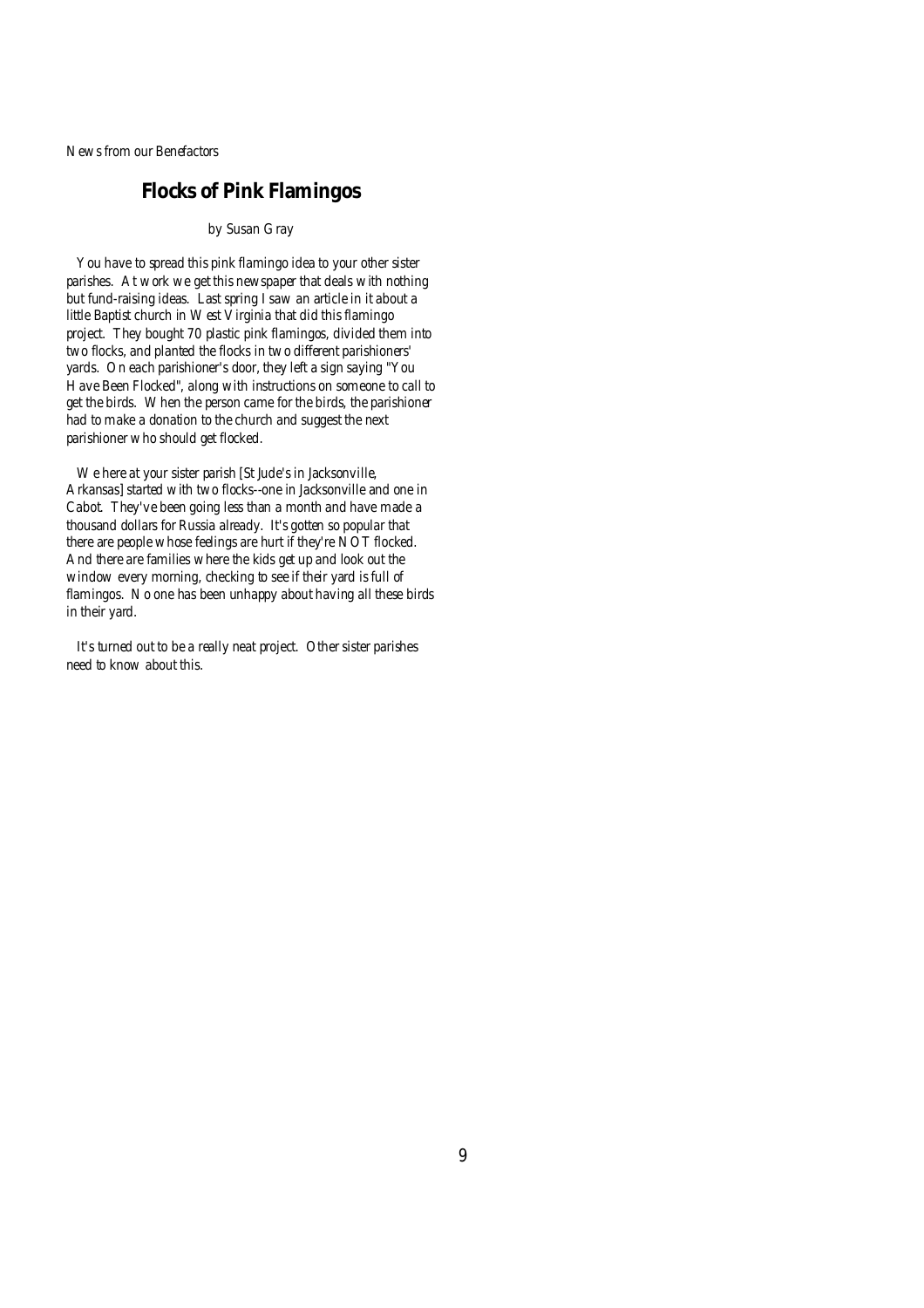News from our Benefactors

## Flocks of Pink Flamingos

by Susan Gray

You have to spread this pink flamingo idea to your other sister parishes. At work we get this newspaper that deals with nothing but fund-raising ideas. Last spring I saw an article in it about a little Baptist church in West Virginia that did this flamingo project. They bought 70 plastic pink flamingos, divided them into two flocks, and planted the flocks in two different parishioners' yards. On each parishioner's door, they left a sign saying "You Have Been Flocked", along with instructions on someone to call to get the birds. When the person came for the birds, the parishioner had to make a donation to the church and suggest the next parishioner who should get flocked.

We here at your sister parish [St Jude's in Jacksonville, Arkansas] started with two flocks--one in Jacksonville and one in Cabot. They've been going less than a month and have made a thousand dollars for Russia already. It's gotten so popular that there are people whose feelings are hurt if they're NOT flocked. And there are families where the kids get up and look out the window every morning, checking to see if their yard is full of flamingos. No one has been unhappy about having all these birds in their yard.

It's turned out to be a really neat project. Other sister parishes need to know about this.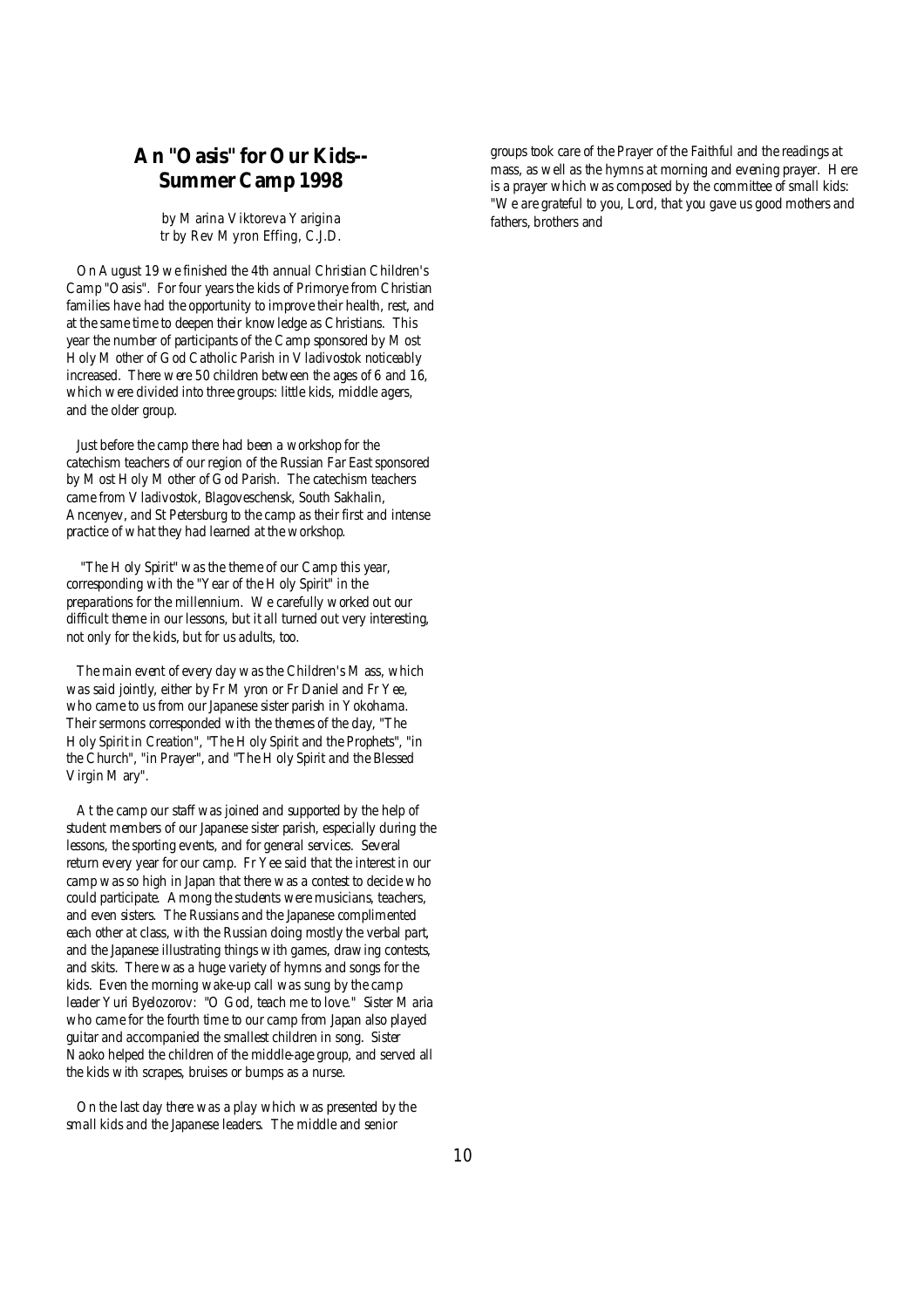# An "Oasis" for Our Kids--Summer Camp 1998

by Marina Viktoreva Yarigina
tr by Rev Myron Effing, C.J.D.

On August 19 we finished the 4th annual Christian Children's Camp "Oasis". For four years the kids of Primorye from Christian families have had the opportunity to improve their health, rest, and at the same time to deepen their knowledge as Christians. This year the number of participants of the Camp sponsored by Most Holy Mother of God Catholic Parish in Vladivostok noticeably increased. There were 50 children between the ages of 6 and 16, which were divided into three groups: little kids, middle agers, and the older group.

Just before the camp there had been a workshop for the catechism teachers of our region of the Russian Far East sponsored by Most Holy Mother of God Parish. The catechism teachers came from Vladivostok, Blagoveschensk, South Sakhalin, Ancenyev, and St Petersburg to the camp as their first and intense practice of what they had learned at the workshop.

"The Holy Spirit" was the theme of our Camp this year, corresponding with the "Year of the Holy Spirit" in the preparations for the millennium. We carefully worked out our difficult theme in our lessons, but it all turned out very interesting, not only for the kids, but for us adults, too.

The main event of every day was the Children's Mass, which was said jointly, either by Fr Myron or Fr Daniel and Fr Yee, who came to us from our Japanese sister parish in Yokohama. Their sermons corresponded with the themes of the day, "The Holy Spirit in Creation", "The Holy Spirit and the Prophets", "in the Church", "in Prayer", and "The Holy Spirit and the Blessed Virgin Mary".

At the camp our staff was joined and supported by the help of student members of our Japanese sister parish, especially during the lessons, the sporting events, and for general services. Several return every year for our camp. Fr Yee said that the interest in our camp was so high in Japan that there was a contest to decide who could participate. Among the students were musicians, teachers, and even sisters. The Russians and the Japanese complimented each other at class, with the Russian doing mostly the verbal part, and the Japanese illustrating things with games, drawing contests, and skits. There was a huge variety of hymns and songs for the kids. Even the morning wake-up call was sung by the camp leader Yuri Byelozorov: "O God, teach me to love." Sister Maria who came for the fourth time to our camp from Japan also played guitar and accompanied the smallest children in song. Sister Naoko helped the children of the middle-age group, and served all the kids with scrapes, bruises or bumps as a nurse.

On the last day there was a play which was presented by the small kids and the Japanese leaders. The middle and senior groups took care of the Prayer of the Faithful and the readings at mass, as well as the hymns at morning and evening prayer. Here is a prayer which was composed by the committee of small kids: "We are grateful to you, Lord, that you gave us good mothers and fathers, brothers and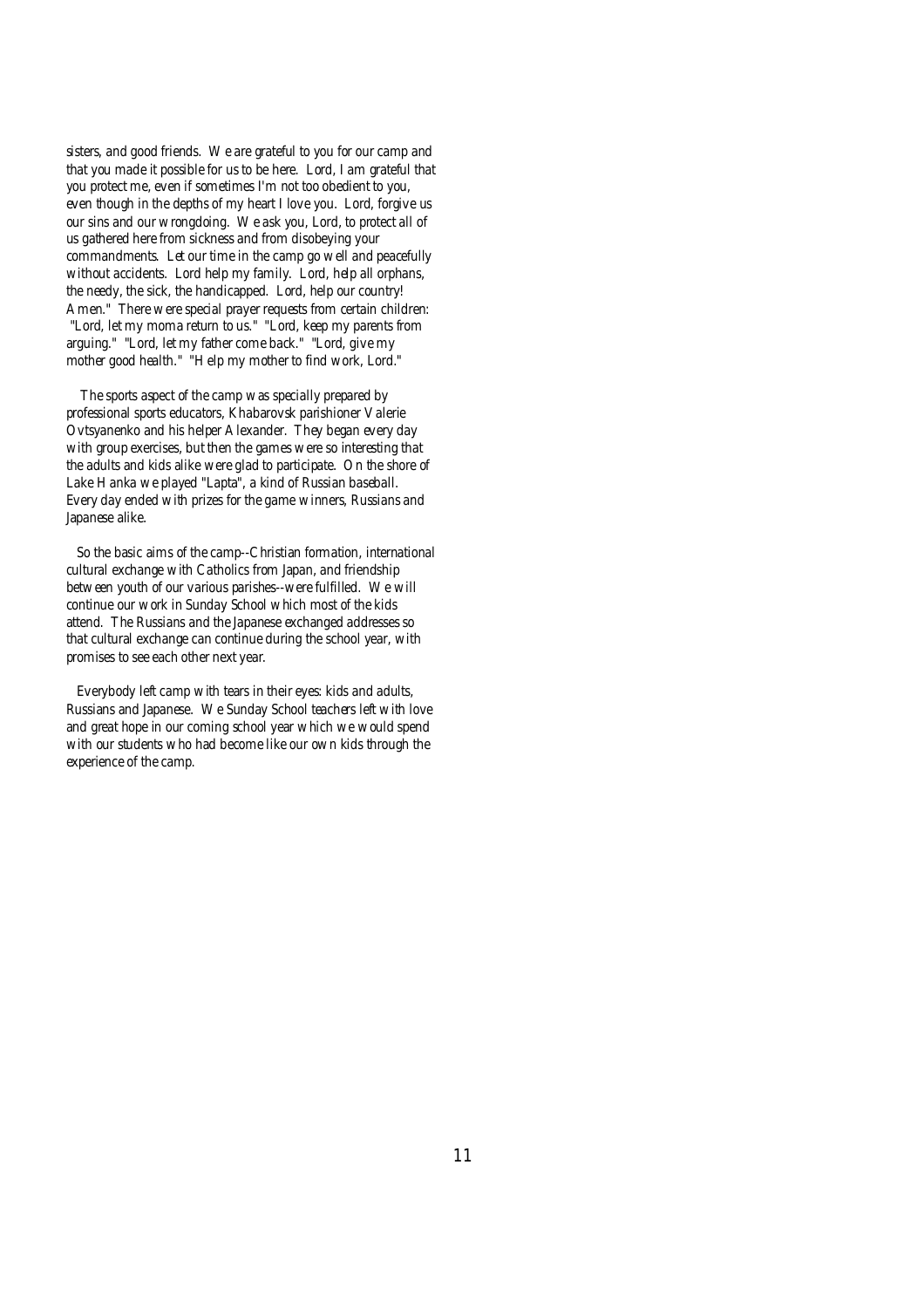sisters, and good friends. We are grateful to you for our camp and that you made it possible for us to be here. Lord, I am grateful that you protect me, even if sometimes I'm not too obedient to you, even though in the depths of my heart I love you. Lord, forgive us our sins and our wrongdoing. We ask you, Lord, to protect all of us gathered here from sickness and from disobeying your commandments. Let our time in the camp go well and peacefully without accidents. Lord help my family. Lord, help all orphans, the needy, the sick, the handicapped. Lord, help our country! Amen." There were special prayer requests from certain children: "Lord, let my moma return to us." "Lord, keep my parents from arguing." "Lord, let my father come back." "Lord, give my mother good health." "Help my mother to find work, Lord."

The sports aspect of the camp was specially prepared by professional sports educators, Khabarovsk parishioner Valerie Ovtsyanenko and his helper Alexander. They began every day with group exercises, but then the games were so interesting that the adults and kids alike were glad to participate. On the shore of Lake Hanka we played "Lapta", a kind of Russian baseball. Every day ended with prizes for the game winners, Russians and Japanese alike.

So the basic aims of the camp--Christian formation, international cultural exchange with Catholics from Japan, and friendship between youth of our various parishes--were fulfilled. We will continue our work in Sunday School which most of the kids attend. The Russians and the Japanese exchanged addresses so that cultural exchange can continue during the school year, with promises to see each other next year.

Everybody left camp with tears in their eyes: kids and adults, Russians and Japanese. We Sunday School teachers left with love and great hope in our coming school year which we would spend with our students who had become like our own kids through the experience of the camp.